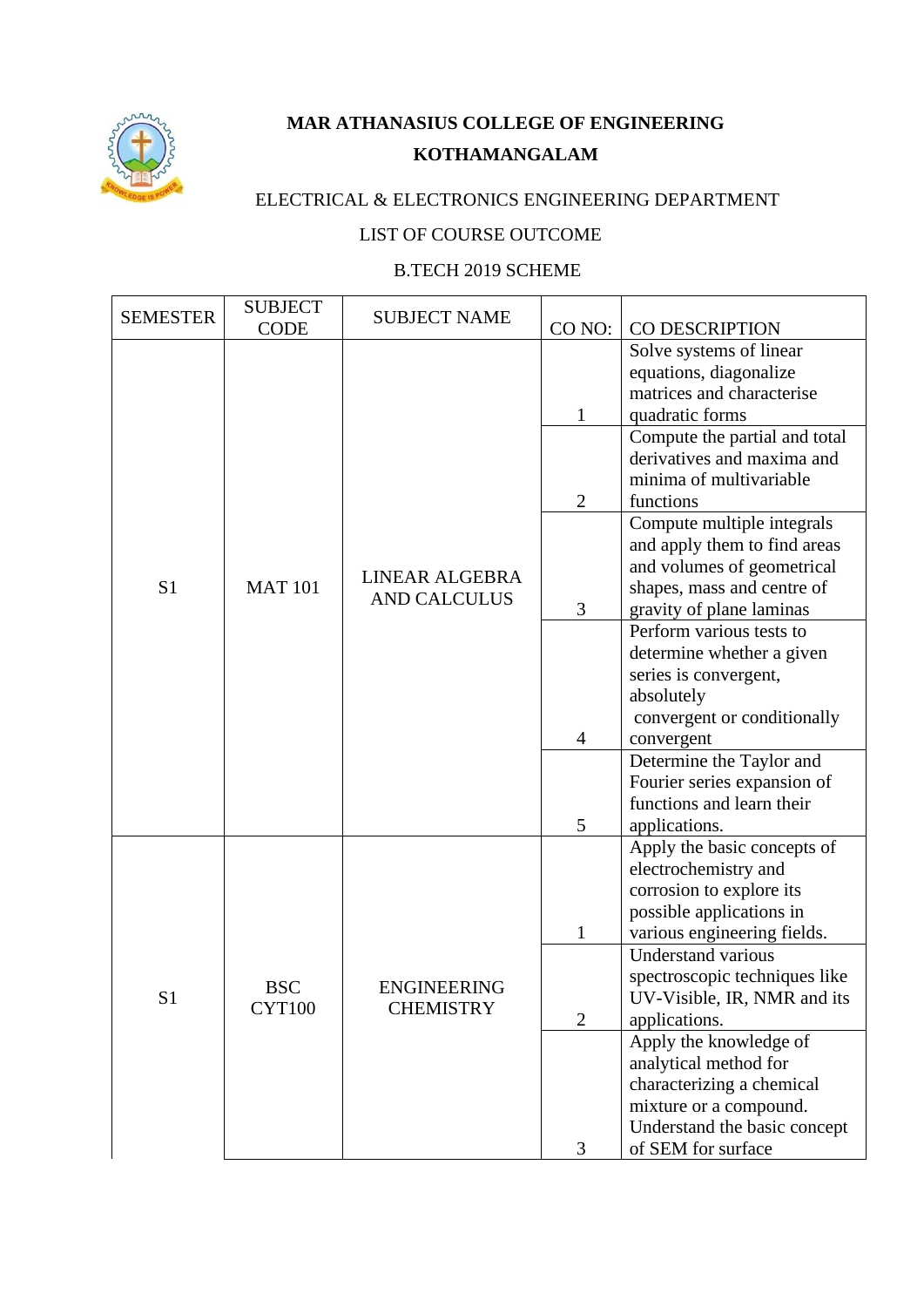# MAR ATHANASIUS COLLEGE OF ENGINEERING

## KOTHAMANGALAM

ELECTRICAL & ELECTRONICS ENGINEERING DEPARTMENT

LIST OF COURSE OUTCOME

B.TECH 2019 SCHEME

| SEMESTER | SUBJECT CODE | SUBJECT NAME | CO NO: | CO DESCRIPTION |
|---|---|---|---|---|
| S1 | MAT 101 | LINEAR ALGEBRA AND CALCULUS | 1 | Solve systems of linear equations, diagonalize matrices and characterise quadratic forms |
| | | | 2 | Compute the partial and total derivatives and maxima and minima of multivariable functions |
| | | | 3 | Compute multiple integrals and apply them to find areas and volumes of geometrical shapes, mass and centre of gravity of plane laminas |
| | | | 4 | Perform various tests to determine whether a given series is convergent, absolutely convergent or conditionally convergent |
| | | | 5 | Determine the Taylor and Fourier series expansion of functions and learn their applications. |
| S1 | BSC CYT100 | ENGINEERING CHEMISTRY | 1 | Apply the basic concepts of electrochemistry and corrosion to explore its possible applications in various engineering fields. |
| | | | 2 | Understand various spectroscopic techniques like UV-Visible, IR, NMR and its applications. |
| | | | 3 | Apply the knowledge of analytical method for characterizing a chemical mixture or a compound. Understand the basic concept of SEM for surface |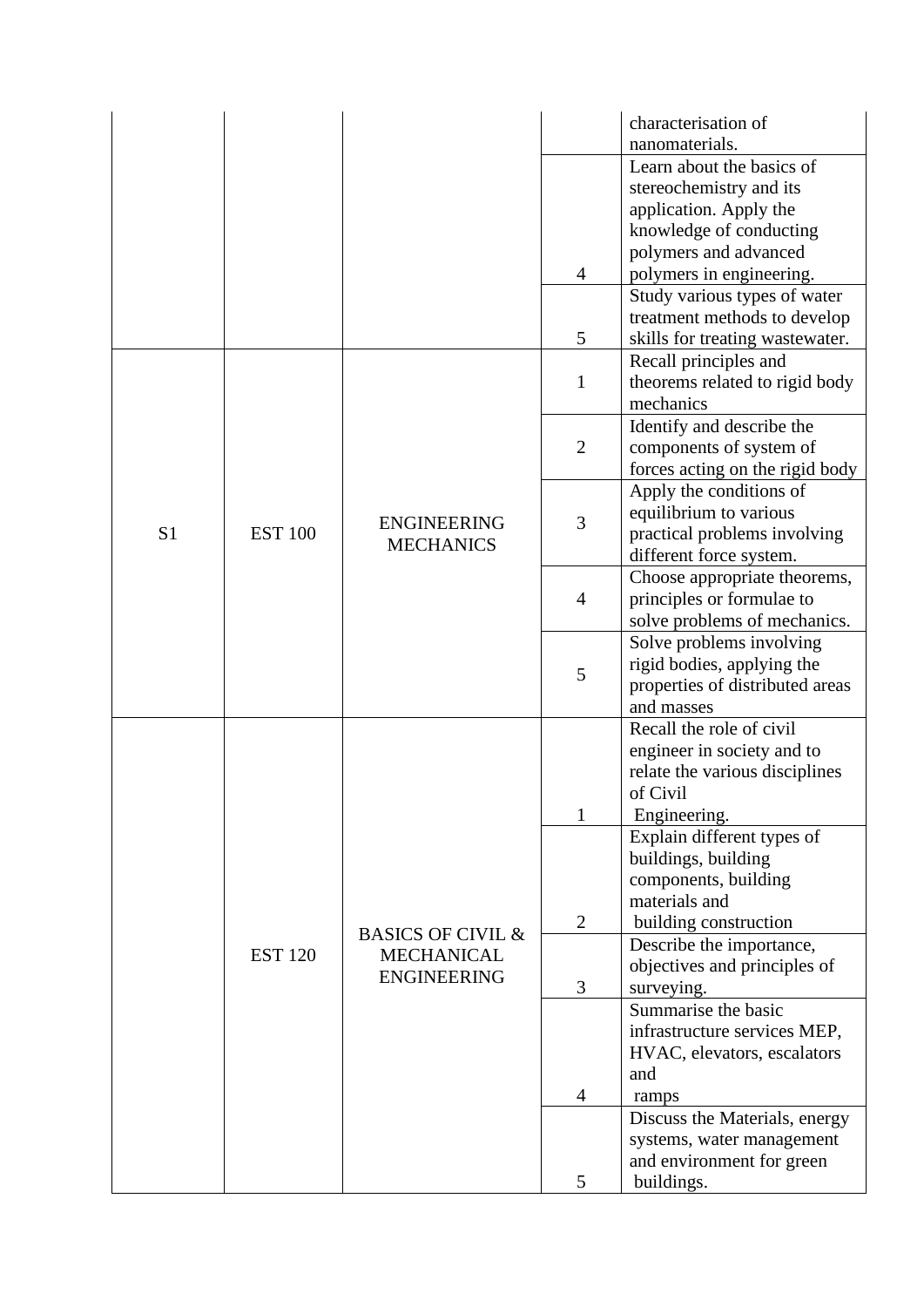| | | | | |
|---|---|---|---|---|
| | | | | characterisation of nanomaterials. |
| | | | 4 | Learn about the basics of stereochemistry and its application. Apply the knowledge of conducting polymers and advanced polymers in engineering. |
| | | | 5 | Study various types of water treatment methods to develop skills for treating wastewater. |
| S1 | EST 100 | ENGINEERING MECHANICS | 1 | Recall principles and theorems related to rigid body mechanics |
| | | | 2 | Identify and describe the components of system of forces acting on the rigid body |
| | | | 3 | Apply the conditions of equilibrium to various practical problems involving different force system. |
| | | | 4 | Choose appropriate theorems, principles or formulae to solve problems of mechanics. |
| | | | 5 | Solve problems involving rigid bodies, applying the properties of distributed areas and masses |
| | EST 120 | BASICS OF CIVIL & MECHANICAL ENGINEERING | 1 | Recall the role of civil engineer in society and to relate the various disciplines of Civil Engineering. |
| | | | 2 | Explain different types of buildings, building components, building materials and building construction |
| | | | 3 | Describe the importance, objectives and principles of surveying. |
| | | | 4 | Summarise the basic infrastructure services MEP, HVAC, elevators, escalators and ramps |
| | | | 5 | Discuss the Materials, energy systems, water management and environment for green buildings. |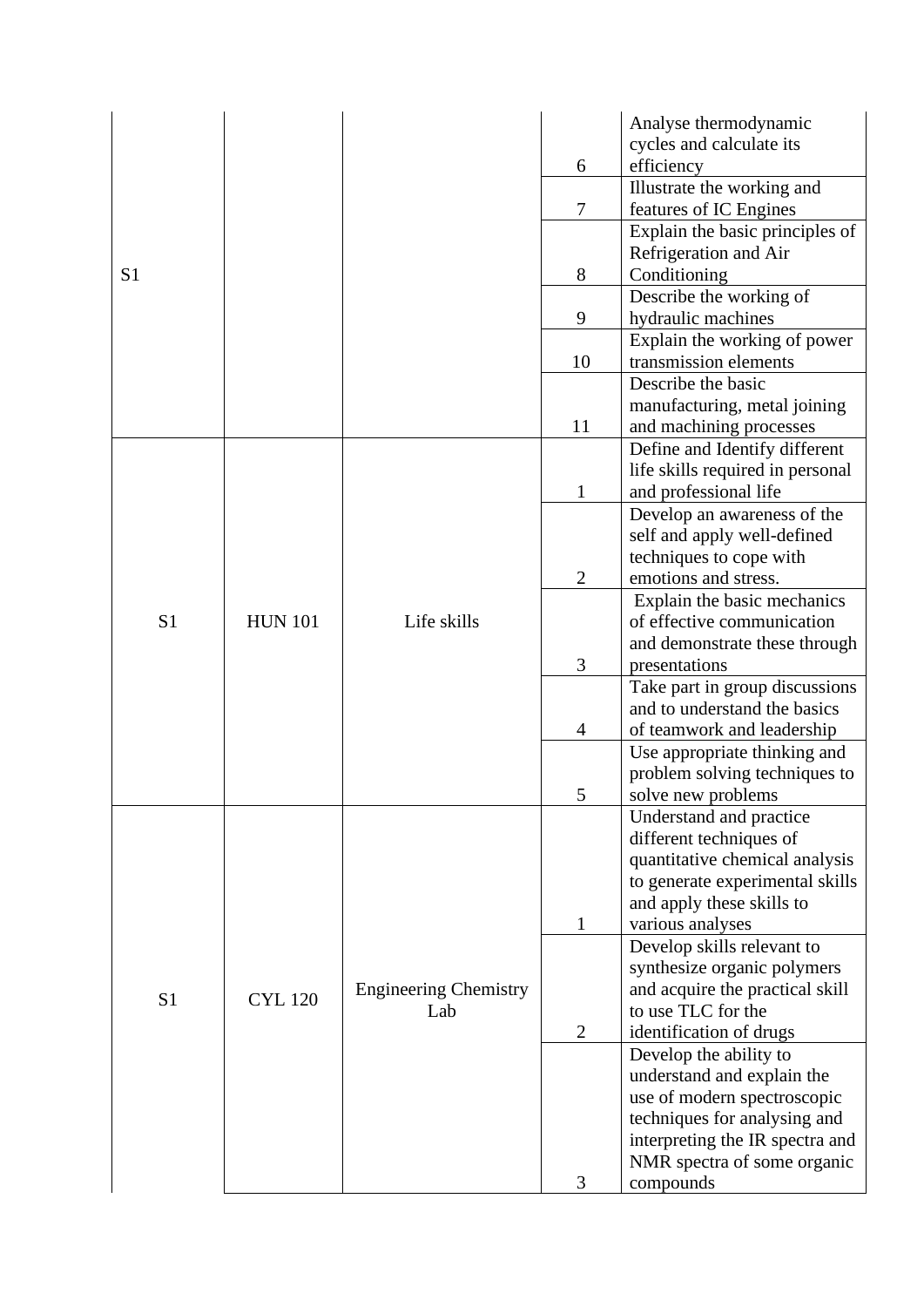| | | | | |
|---|---|---|---|---|
| S1 | | | 6 | Analyse thermodynamic cycles and calculate its efficiency |
| | | | 7 | Illustrate the working and features of IC Engines |
| | | | 8 | Explain the basic principles of Refrigeration and Air Conditioning |
| | | | 9 | Describe the working of hydraulic machines |
| | | | 10 | Explain the working of power transmission elements |
| | | | 11 | Describe the basic manufacturing, metal joining and machining processes |
| S1 | HUN 101 | Life skills | 1 | Define and Identify different life skills required in personal and professional life |
| | | | 2 | Develop an awareness of the self and apply well-defined techniques to cope with emotions and stress. |
| | | | 3 | Explain the basic mechanics of effective communication and demonstrate these through presentations |
| | | | 4 | Take part in group discussions and to understand the basics of teamwork and leadership |
| | | | 5 | Use appropriate thinking and problem solving techniques to solve new problems |
| S1 | CYL 120 | Engineering Chemistry Lab | 1 | Understand and practice different techniques of quantitative chemical analysis to generate experimental skills and apply these skills to various analyses |
| | | | 2 | Develop skills relevant to synthesize organic polymers and acquire the practical skill to use TLC for the identification of drugs |
| | | | 3 | Develop the ability to understand and explain the use of modern spectroscopic techniques for analysing and interpreting the IR spectra and NMR spectra of some organic compounds |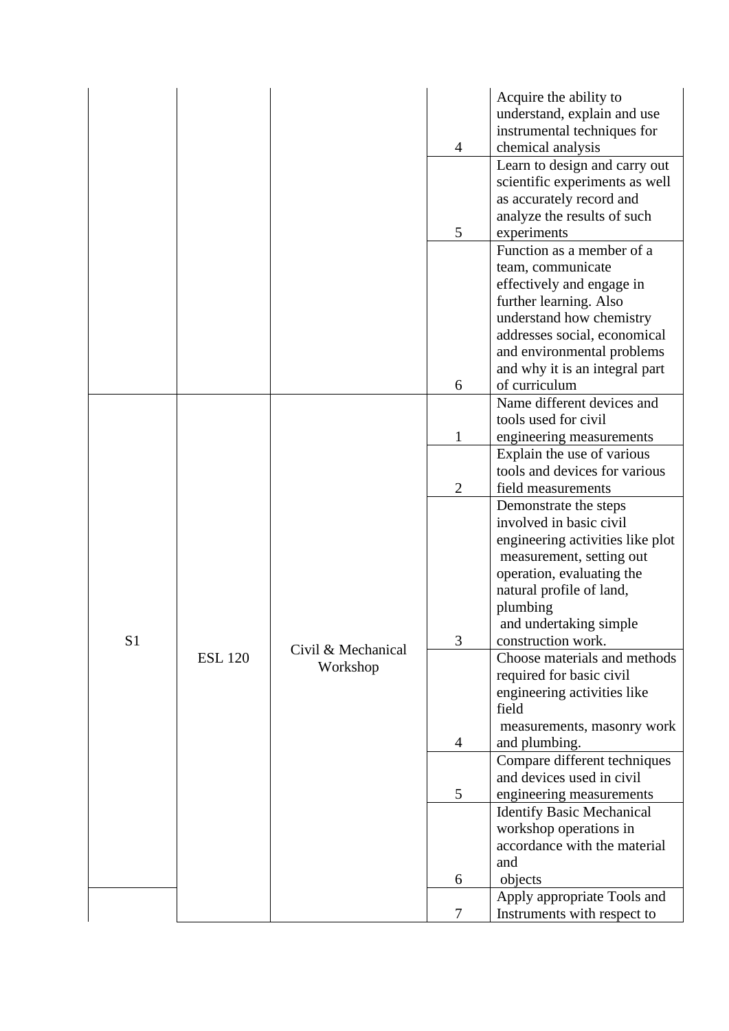| | | | | |
|---|---|---|---|---|
| | | | 4 | Acquire the ability to understand, explain and use instrumental techniques for chemical analysis |
| | | | 5 | Learn to design and carry out scientific experiments as well as accurately record and analyze the results of such experiments |
| | | | 6 | Function as a member of a team, communicate effectively and engage in further learning. Also understand how chemistry addresses social, economical and environmental problems and why it is an integral part of curriculum |
| S1 | ESL 120 | Civil & Mechanical Workshop | 1 | Name different devices and tools used for civil engineering measurements |
| | | | 2 | Explain the use of various tools and devices for various field measurements |
| | | | 3 | Demonstrate the steps involved in basic civil engineering activities like plot measurement, setting out operation, evaluating the natural profile of land, plumbing and undertaking simple construction work. |
| | | | 4 | Choose materials and methods required for basic civil engineering activities like field measurements, masonry work and plumbing. |
| | | | 5 | Compare different techniques and devices used in civil engineering measurements |
| | | | 6 | Identify Basic Mechanical workshop operations in accordance with the material and objects |
| | | | 7 | Apply appropriate Tools and Instruments with respect to |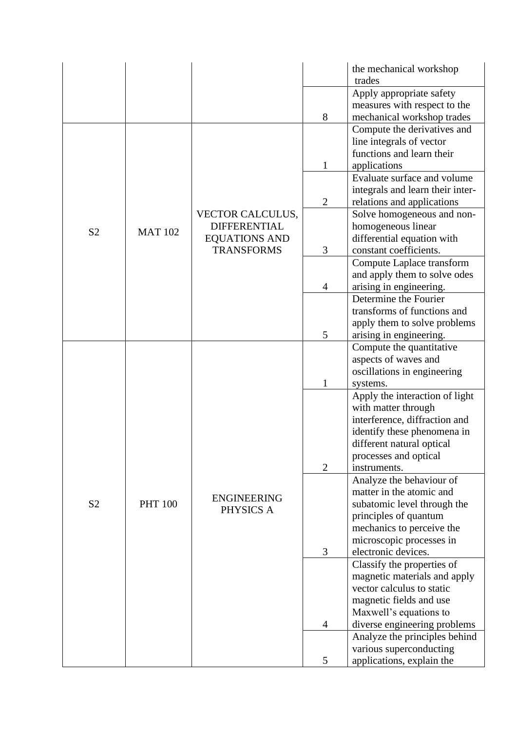| | | | | the mechanical workshop trades |
|---|---|---|---|---|
| | | | 8 | Apply appropriate safety measures with respect to the mechanical workshop trades |
| S2 | MAT 102 | VECTOR CALCULUS, DIFFERENTIAL EQUATIONS AND TRANSFORMS | 1 | Compute the derivatives and line integrals of vector functions and learn their applications |
| | | | 2 | Evaluate surface and volume integrals and learn their inter-relations and applications |
| | | | 3 | Solve homogeneous and non-homogeneous linear differential equation with constant coefficients. |
| | | | 4 | Compute Laplace transform and apply them to solve odes arising in engineering. |
| | | | 5 | Determine the Fourier transforms of functions and apply them to solve problems arising in engineering. |
| S2 | PHT 100 | ENGINEERING PHYSICS A | 1 | Compute the quantitative aspects of waves and oscillations in engineering systems. |
| | | | 2 | Apply the interaction of light with matter through interference, diffraction and identify these phenomena in different natural optical processes and optical instruments. |
| | | | 3 | Analyze the behaviour of matter in the atomic and subatomic level through the principles of quantum mechanics to perceive the microscopic processes in electronic devices. |
| | | | 4 | Classify the properties of magnetic materials and apply vector calculus to static magnetic fields and use Maxwell's equations to diverse engineering problems |
| | | | 5 | Analyze the principles behind various superconducting applications, explain the |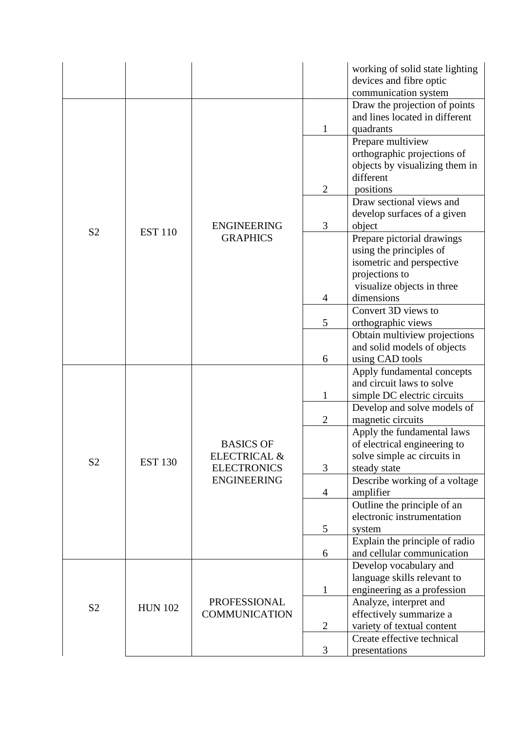| | | | | working of solid state lighting devices and fibre optic communication system |
|---|---|---|---|---|
| S2 | EST 110 | ENGINEERING GRAPHICS | 1 | Draw the projection of points and lines located in different quadrants |
| | | | 2 | Prepare multiview orthographic projections of objects by visualizing them in different positions |
| | | | 3 | Draw sectional views and develop surfaces of a given object |
| | | | 4 | Prepare pictorial drawings using the principles of isometric and perspective projections to visualize objects in three dimensions |
| | | | 5 | Convert 3D views to orthographic views |
| | | | 6 | Obtain multiview projections and solid models of objects using CAD tools |
| S2 | EST 130 | BASICS OF ELECTRICAL & ELECTRONICS ENGINEERING | 1 | Apply fundamental concepts and circuit laws to solve simple DC electric circuits |
| | | | 2 | Develop and solve models of magnetic circuits |
| | | | 3 | Apply the fundamental laws of electrical engineering to solve simple ac circuits in steady state |
| | | | 4 | Describe working of a voltage amplifier |
| | | | 5 | Outline the principle of an electronic instrumentation system |
| | | | 6 | Explain the principle of radio and cellular communication |
| S2 | HUN 102 | PROFESSIONAL COMMUNICATION | 1 | Develop vocabulary and language skills relevant to engineering as a profession |
| | | | 2 | Analyze, interpret and effectively summarize a variety of textual content |
| | | | 3 | Create effective technical presentations |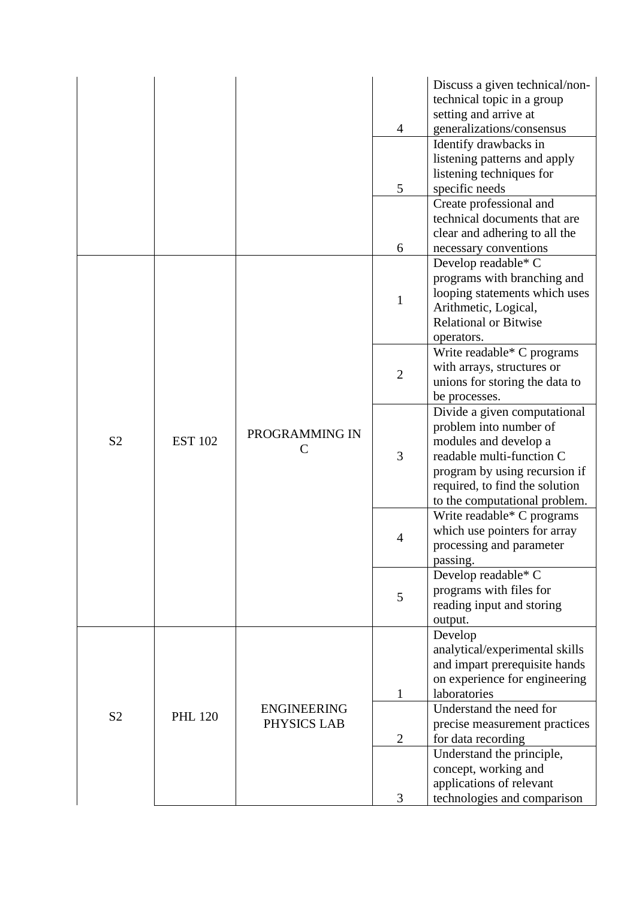| | | | | |
|---|---|---|---|---|
| | | | 4 | Discuss a given technical/non-technical topic in a group setting and arrive at generalizations/consensus |
| | | | 5 | Identify drawbacks in listening patterns and apply listening techniques for specific needs |
| | | | 6 | Create professional and technical documents that are clear and adhering to all the necessary conventions |
| S2 | EST 102 | PROGRAMMING IN C | 1 | Develop readable* C programs with branching and looping statements which uses Arithmetic, Logical, Relational or Bitwise operators. |
| | | | 2 | Write readable* C programs with arrays, structures or unions for storing the data to be processes. |
| | | | 3 | Divide a given computational problem into number of modules and develop a readable multi-function C program by using recursion if required, to find the solution to the computational problem. |
| | | | 4 | Write readable* C programs which use pointers for array processing and parameter passing. |
| | | | 5 | Develop readable* C programs with files for reading input and storing output. |
| S2 | PHL 120 | ENGINEERING PHYSICS LAB | 1 | Develop analytical/experimental skills and impart prerequisite hands on experience for engineering laboratories |
| | | | 2 | Understand the need for precise measurement practices for data recording |
| | | | 3 | Understand the principle, concept, working and applications of relevant technologies and comparison |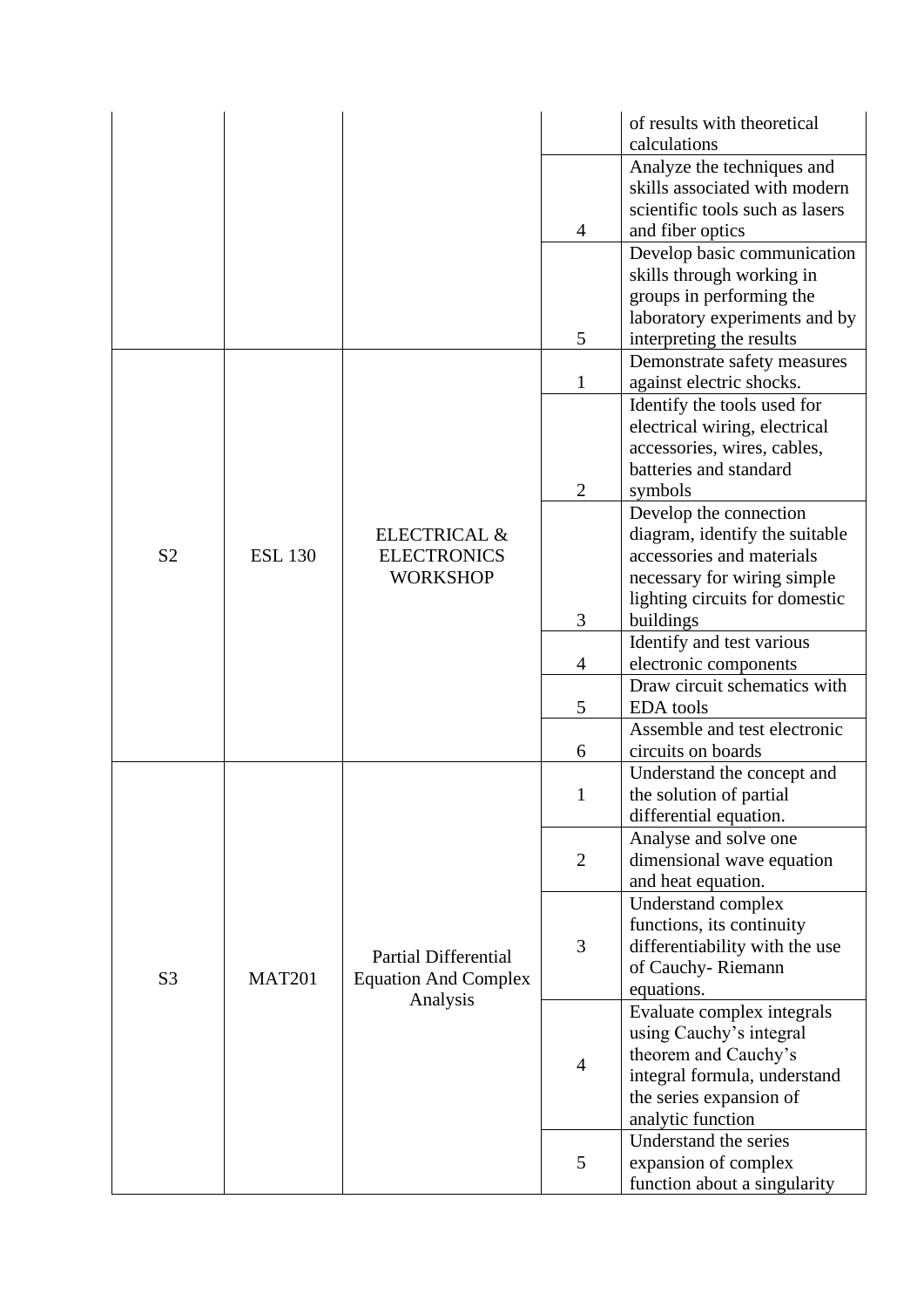| | | | | |
|---|---|---|---|---|
| | | | | of results with theoretical calculations |
| | | | 4 | Analyze the techniques and skills associated with modern scientific tools such as lasers and fiber optics |
| | | | 5 | Develop basic communication skills through working in groups in performing the laboratory experiments and by interpreting the results |
| S2 | ESL 130 | ELECTRICAL & ELECTRONICS WORKSHOP | 1 | Demonstrate safety measures against electric shocks. |
| | | | 2 | Identify the tools used for electrical wiring, electrical accessories, wires, cables, batteries and standard symbols |
| | | | 3 | Develop the connection diagram, identify the suitable accessories and materials necessary for wiring simple lighting circuits for domestic buildings |
| | | | 4 | Identify and test various electronic components |
| | | | 5 | Draw circuit schematics with EDA tools |
| | | | 6 | Assemble and test electronic circuits on boards |
| S3 | MAT201 | Partial Differential Equation And Complex Analysis | 1 | Understand the concept and the solution of partial differential equation. |
| | | | 2 | Analyse and solve one dimensional wave equation and heat equation. |
| | | | 3 | Understand complex functions, its continuity differentiability with the use of Cauchy- Riemann equations. |
| | | | 4 | Evaluate complex integrals using Cauchy's integral theorem and Cauchy's integral formula, understand the series expansion of analytic function |
| | | | 5 | Understand the series expansion of complex function about a singularity |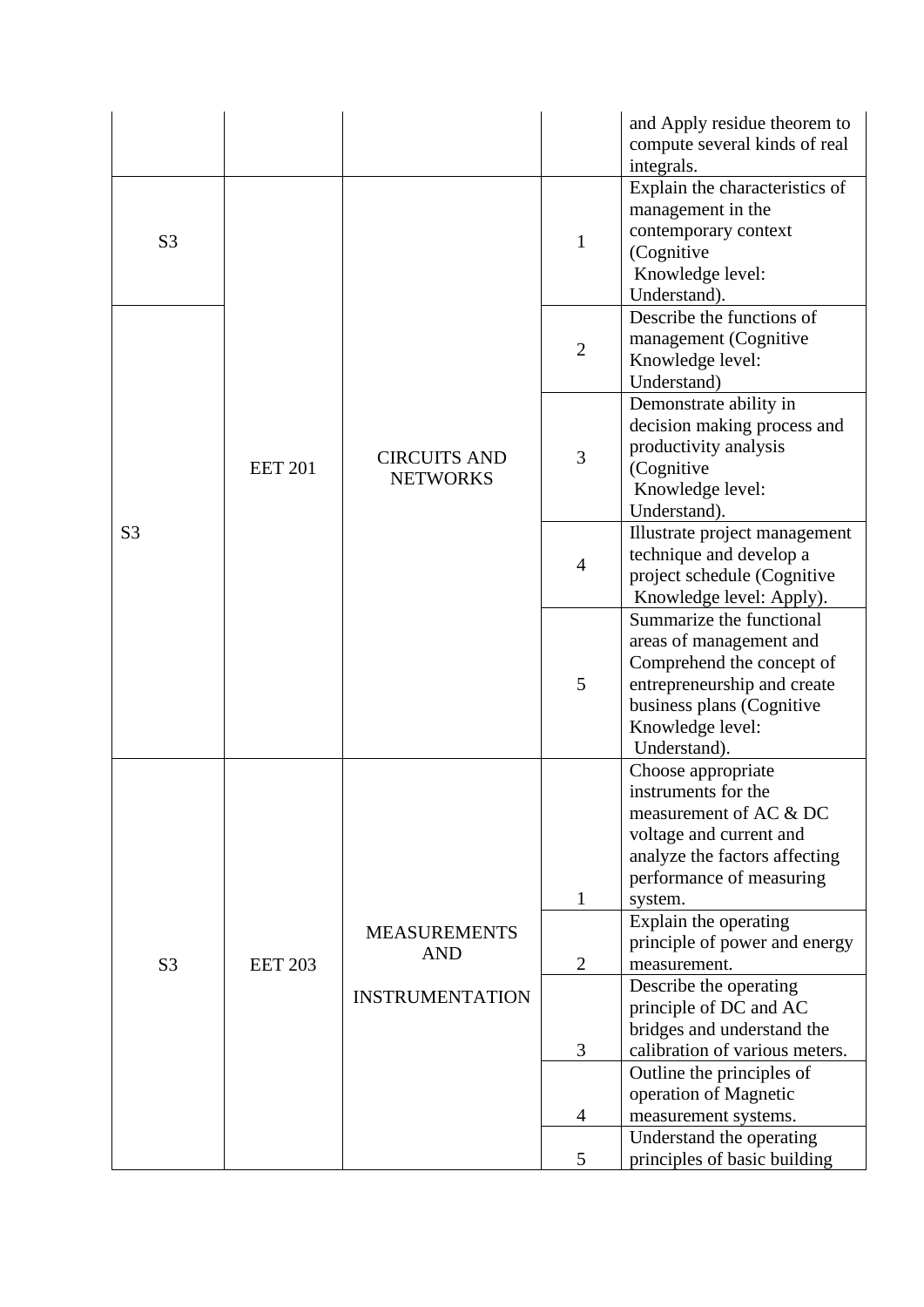| | | | | |
|---|---|---|---|---|
| | | | | and Apply residue theorem to compute several kinds of real integrals. |
| S3 | EET 201 | CIRCUITS AND NETWORKS | 1 | Explain the characteristics of management in the contemporary context (Cognitive Knowledge level: Understand). |
| S3 | | | 2 | Describe the functions of management (Cognitive Knowledge level: Understand) |
| | | | 3 | Demonstrate ability in decision making process and productivity analysis (Cognitive Knowledge level: Understand). |
| | | | 4 | Illustrate project management technique and develop a project schedule (Cognitive Knowledge level: Apply). |
| | | | 5 | Summarize the functional areas of management and Comprehend the concept of entrepreneurship and create business plans (Cognitive Knowledge level: Understand). |
| S3 | EET 203 | MEASUREMENTS AND INSTRUMENTATION | 1 | Choose appropriate instruments for the measurement of AC & DC voltage and current and analyze the factors affecting performance of measuring system. |
| | | | 2 | Explain the operating principle of power and energy measurement. |
| | | | 3 | Describe the operating principle of DC and AC bridges and understand the calibration of various meters. |
| | | | 4 | Outline the principles of operation of Magnetic measurement systems. |
| | | | 5 | Understand the operating principles of basic building |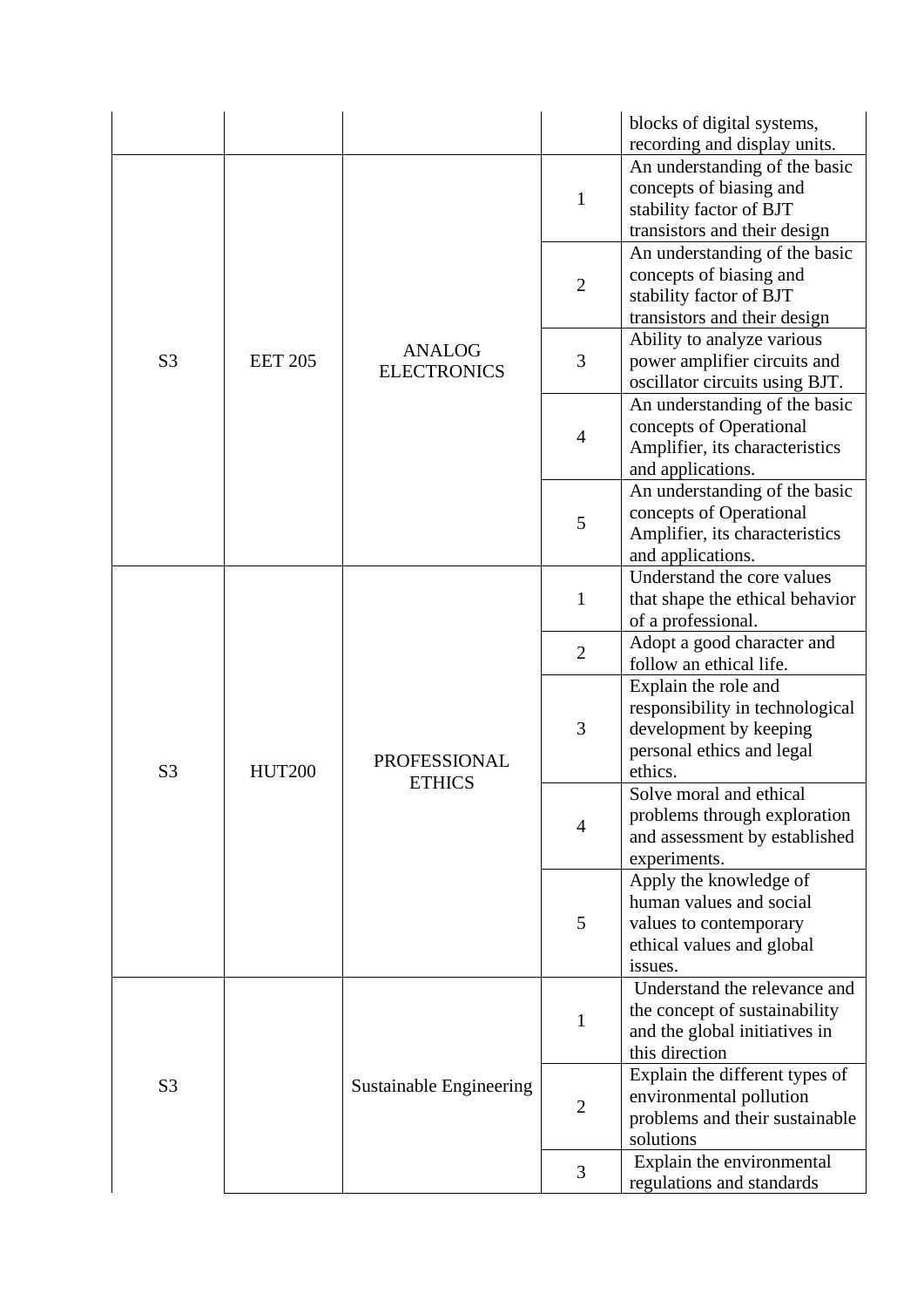| | | | | |
|---|---|---|---|---|
| | | | | blocks of digital systems, recording and display units. |
| S3 | EET 205 | ANALOG ELECTRONICS | 1 | An understanding of the basic concepts of biasing and stability factor of BJT transistors and their design |
| | | | 2 | An understanding of the basic concepts of biasing and stability factor of BJT transistors and their design |
| | | | 3 | Ability to analyze various power amplifier circuits and oscillator circuits using BJT. |
| | | | 4 | An understanding of the basic concepts of Operational Amplifier, its characteristics and applications. |
| | | | 5 | An understanding of the basic concepts of Operational Amplifier, its characteristics and applications. |
| S3 | HUT200 | PROFESSIONAL ETHICS | 1 | Understand the core values that shape the ethical behavior of a professional. |
| | | | 2 | Adopt a good character and follow an ethical life. |
| | | | 3 | Explain the role and responsibility in technological development by keeping personal ethics and legal ethics. |
| | | | 4 | Solve moral and ethical problems through exploration and assessment by established experiments. |
| | | | 5 | Apply the knowledge of human values and social values to contemporary ethical values and global issues. |
| S3 | | Sustainable Engineering | 1 | Understand the relevance and the concept of sustainability and the global initiatives in this direction |
| | | | 2 | Explain the different types of environmental pollution problems and their sustainable solutions |
| | | | 3 | Explain the environmental regulations and standards |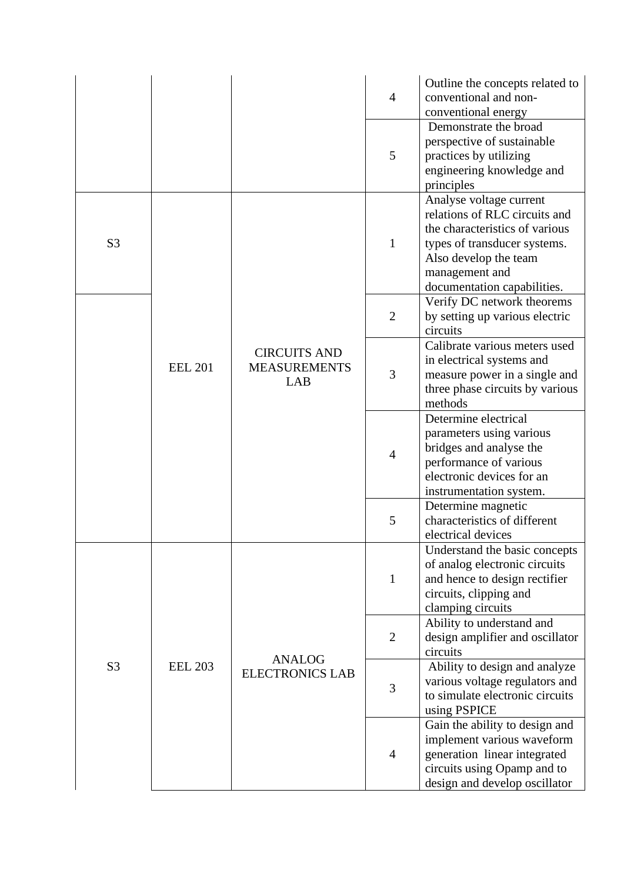| | | | | |
|---|---|---|---|---|
| | | | 4 | Outline the concepts related to conventional and non-conventional energy |
| | | | 5 | Demonstrate the broad perspective of sustainable practices by utilizing engineering knowledge and principles |
| S3 | EEL 201 | CIRCUITS AND MEASUREMENTS LAB | 1 | Analyse voltage current relations of RLC circuits and the characteristics of various types of transducer systems. Also develop the team management and documentation capabilities. |
| | | | 2 | Verify DC network theorems by setting up various electric circuits |
| | | | 3 | Calibrate various meters used in electrical systems and measure power in a single and three phase circuits by various methods |
| | | | 4 | Determine electrical parameters using various bridges and analyse the performance of various electronic devices for an instrumentation system. |
| | | | 5 | Determine magnetic characteristics of different electrical devices |
| S3 | EEL 203 | ANALOG ELECTRONICS LAB | 1 | Understand the basic concepts of analog electronic circuits and hence to design rectifier circuits, clipping and clamping circuits |
| | | | 2 | Ability to understand and design amplifier and oscillator circuits |
| | | | 3 | Ability to design and analyze various voltage regulators and to simulate electronic circuits using PSPICE |
| | | | 4 | Gain the ability to design and implement various waveform generation linear integrated circuits using Opamp and to design and develop oscillator |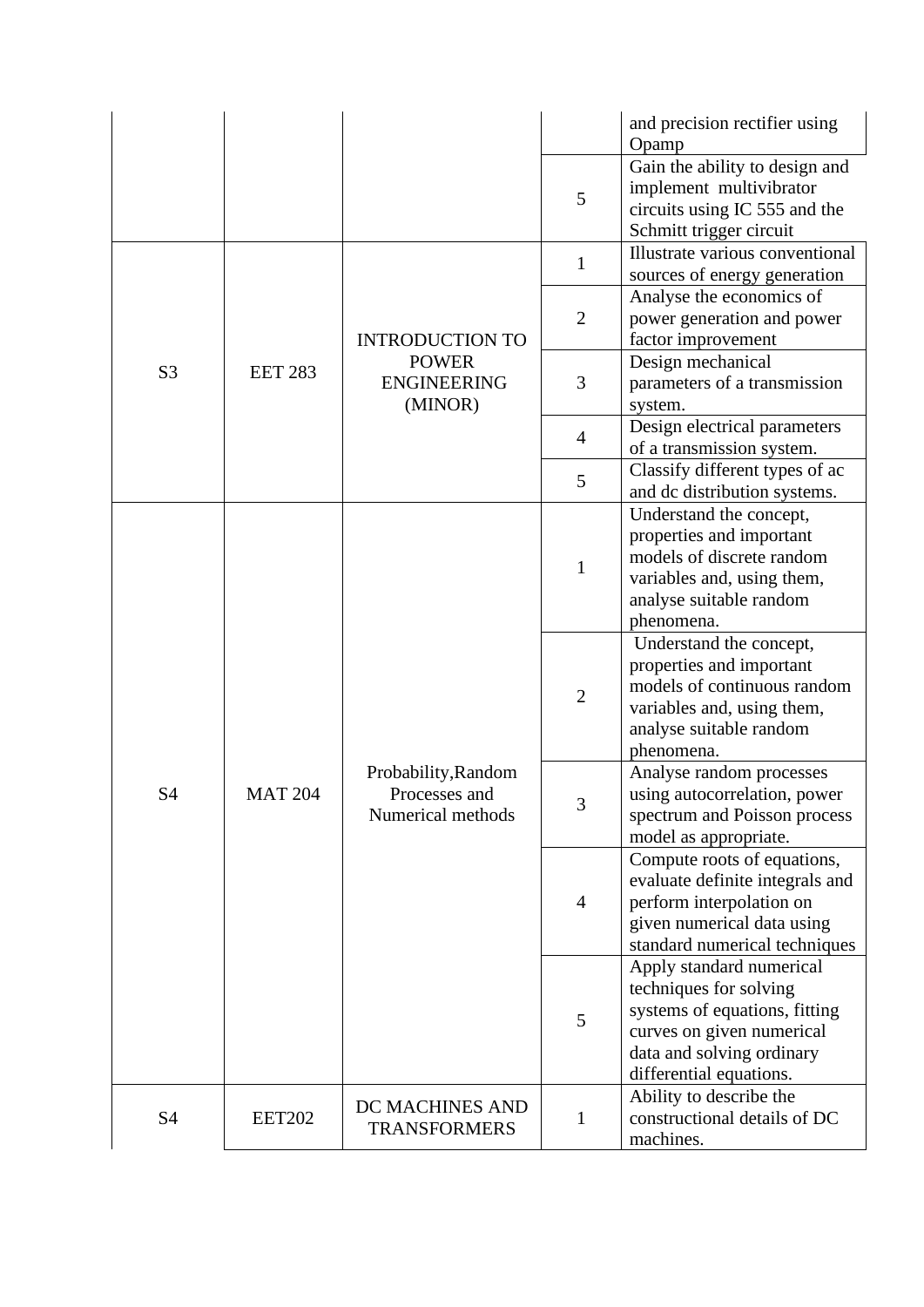| | | | | |
|---|---|---|---|---|
| | | | | and precision rectifier using Opamp |
| | | | 5 | Gain the ability to design and implement multivibrator circuits using IC 555 and the Schmitt trigger circuit |
| S3 | EET 283 | INTRODUCTION TO POWER ENGINEERING (MINOR) | 1 | Illustrate various conventional sources of energy generation |
| | | | 2 | Analyse the economics of power generation and power factor improvement |
| | | | 3 | Design mechanical parameters of a transmission system. |
| | | | 4 | Design electrical parameters of a transmission system. |
| | | | 5 | Classify different types of ac and dc distribution systems. |
| S4 | MAT 204 | Probability,Random Processes and Numerical methods | 1 | Understand the concept, properties and important models of discrete random variables and, using them, analyse suitable random phenomena. |
| | | | 2 | Understand the concept, properties and important models of continuous random variables and, using them, analyse suitable random phenomena. |
| | | | 3 | Analyse random processes using autocorrelation, power spectrum and Poisson process model as appropriate. |
| | | | 4 | Compute roots of equations, evaluate definite integrals and perform interpolation on given numerical data using standard numerical techniques |
| | | | 5 | Apply standard numerical techniques for solving systems of equations, fitting curves on given numerical data and solving ordinary differential equations. |
| S4 | EET202 | DC MACHINES AND TRANSFORMERS | 1 | Ability to describe the constructional details of DC machines. |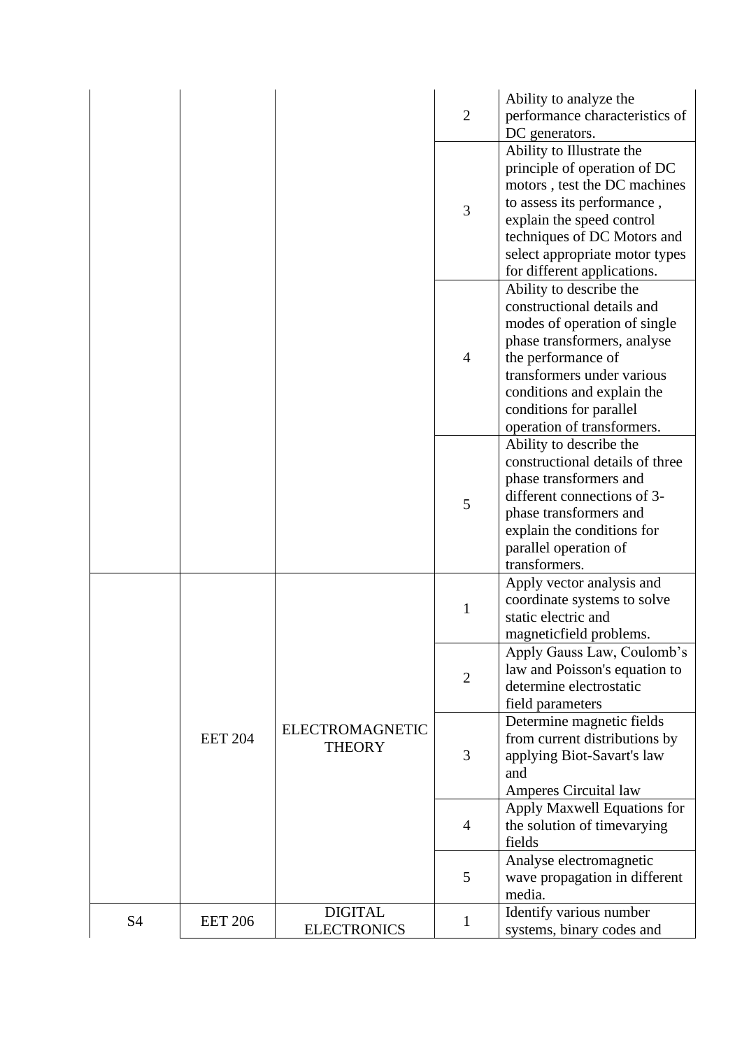| | | | | |
|---|---|---|---|---|
| | | | 2 | Ability to analyze the performance characteristics of DC generators. |
| | | | 3 | Ability to Illustrate the principle of operation of DC motors , test the DC machines to assess its performance , explain the speed control techniques of DC Motors and select appropriate motor types for different applications. |
| | | | 4 | Ability to describe the constructional details and modes of operation of single phase transformers, analyse the performance of transformers under various conditions and explain the conditions for parallel operation of transformers. |
| | | | 5 | Ability to describe the constructional details of three phase transformers and different connections of 3-phase transformers and explain the conditions for parallel operation of transformers. |
| | EET 204 | ELECTROMAGNETIC THEORY | 1 | Apply vector analysis and coordinate systems to solve static electric and magneticfield problems. |
| | | | 2 | Apply Gauss Law, Coulomb's law and Poisson's equation to determine electrostatic field parameters |
| | | | 3 | Determine magnetic fields from current distributions by applying Biot-Savart's law and Amperes Circuital law |
| | | | 4 | Apply Maxwell Equations for the solution of timevarying fields |
| | | | 5 | Analyse electromagnetic wave propagation in different media. |
| S4 | EET 206 | DIGITAL ELECTRONICS | 1 | Identify various number systems, binary codes and |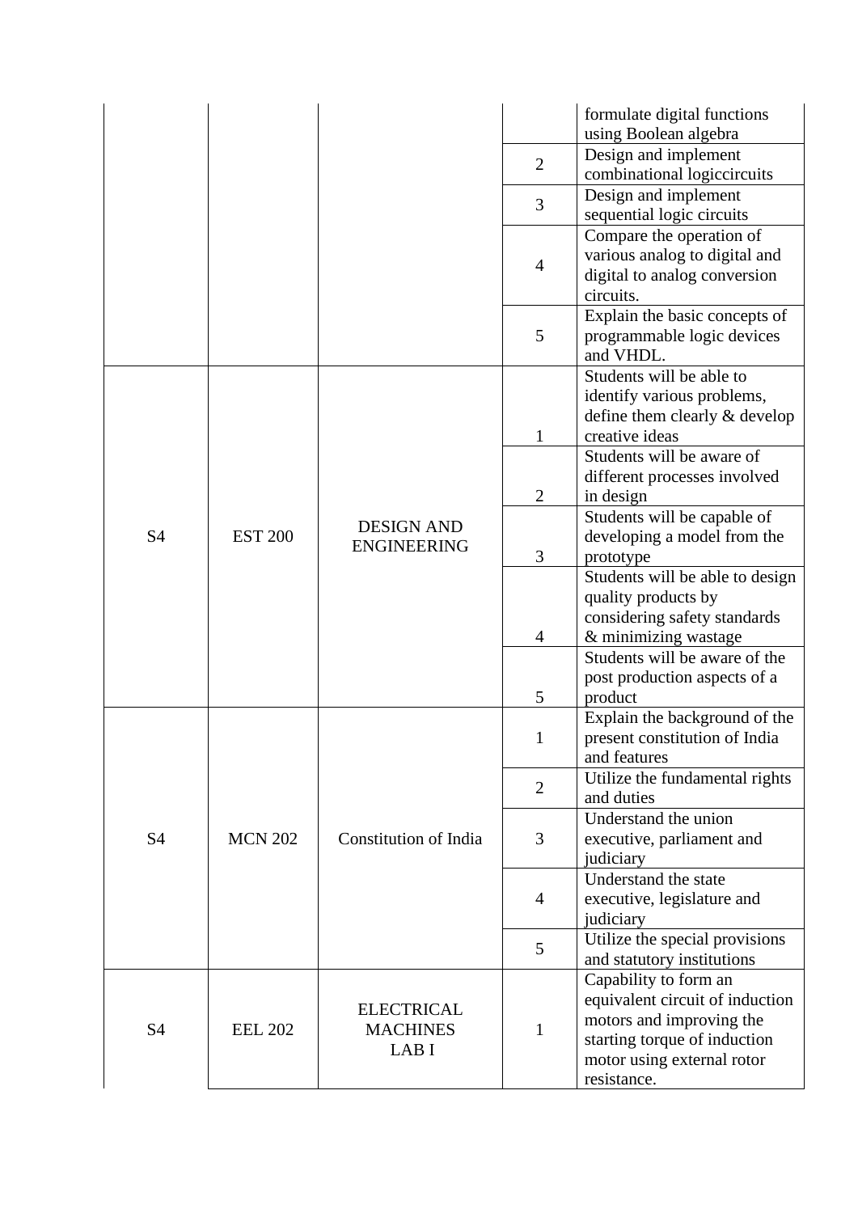| | | | | formulate digital functions using Boolean algebra |
|---|---|---|---|---|
| | | | 2 | Design and implement combinational logiccircuits |
| | | | 3 | Design and implement sequential logic circuits |
| | | | 4 | Compare the operation of various analog to digital and digital to analog conversion circuits. |
| | | | 5 | Explain the basic concepts of programmable logic devices and VHDL. |
| S4 | EST 200 | DESIGN AND ENGINEERING | 1 | Students will be able to identify various problems, define them clearly & develop creative ideas |
| | | | 2 | Students will be aware of different processes involved in design |
| | | | 3 | Students will be capable of developing a model from the prototype |
| | | | 4 | Students will be able to design quality products by considering safety standards & minimizing wastage |
| | | | 5 | Students will be aware of the post production aspects of a product |
| S4 | MCN 202 | Constitution of India | 1 | Explain the background of the present constitution of India and features |
| | | | 2 | Utilize the fundamental rights and duties |
| | | | 3 | Understand the union executive, parliament and judiciary |
| | | | 4 | Understand the state executive, legislature and judiciary |
| | | | 5 | Utilize the special provisions and statutory institutions |
| S4 | EEL 202 | ELECTRICAL MACHINES LAB I | 1 | Capability to form an equivalent circuit of induction motors and improving the starting torque of induction motor using external rotor resistance. |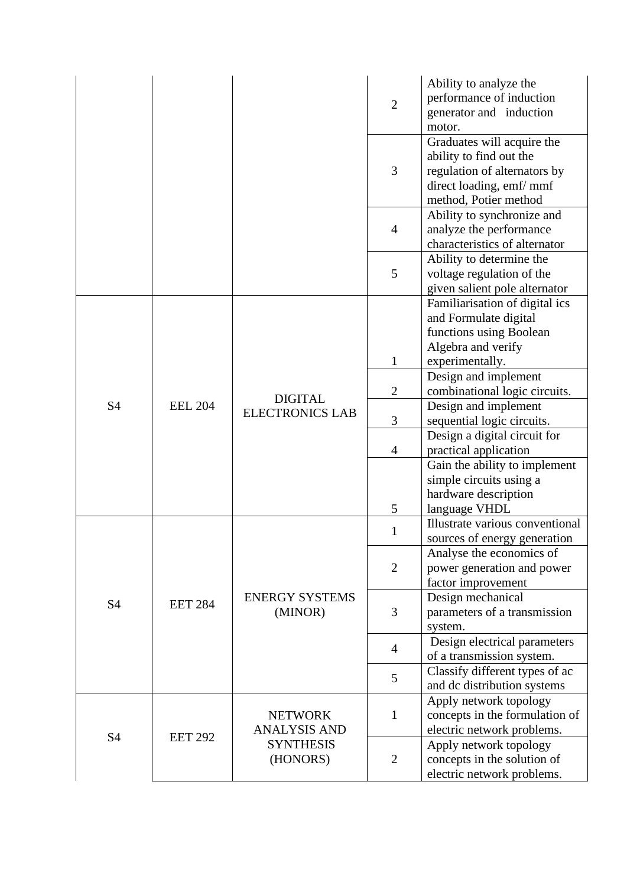| | | | | |
|---|---|---|---|---|
| | | | 2 | Ability to analyze the performance of induction generator and induction motor. |
| | | | 3 | Graduates will acquire the ability to find out the regulation of alternators by direct loading, emf/ mmf method, Potier method |
| | | | 4 | Ability to synchronize and analyze the performance characteristics of alternator |
| | | | 5 | Ability to determine the voltage regulation of the given salient pole alternator |
| S4 | EEL 204 | DIGITAL ELECTRONICS LAB | 1 | Familiarisation of digital ics and Formulate digital functions using Boolean Algebra and verify experimentally. |
| | | | 2 | Design and implement combinational logic circuits. |
| | | | 3 | Design and implement sequential logic circuits. |
| | | | 4 | Design a digital circuit for practical application |
| | | | 5 | Gain the ability to implement simple circuits using a hardware description language VHDL |
| S4 | EET 284 | ENERGY SYSTEMS (MINOR) | 1 | Illustrate various conventional sources of energy generation |
| | | | 2 | Analyse the economics of power generation and power factor improvement |
| | | | 3 | Design mechanical parameters of a transmission system. |
| | | | 4 | Design electrical parameters of a transmission system. |
| | | | 5 | Classify different types of ac and dc distribution systems |
| S4 | EET 292 | NETWORK ANALYSIS AND SYNTHESIS (HONORS) | 1 | Apply network topology concepts in the formulation of electric network problems. |
| | | | 2 | Apply network topology concepts in the solution of electric network problems. |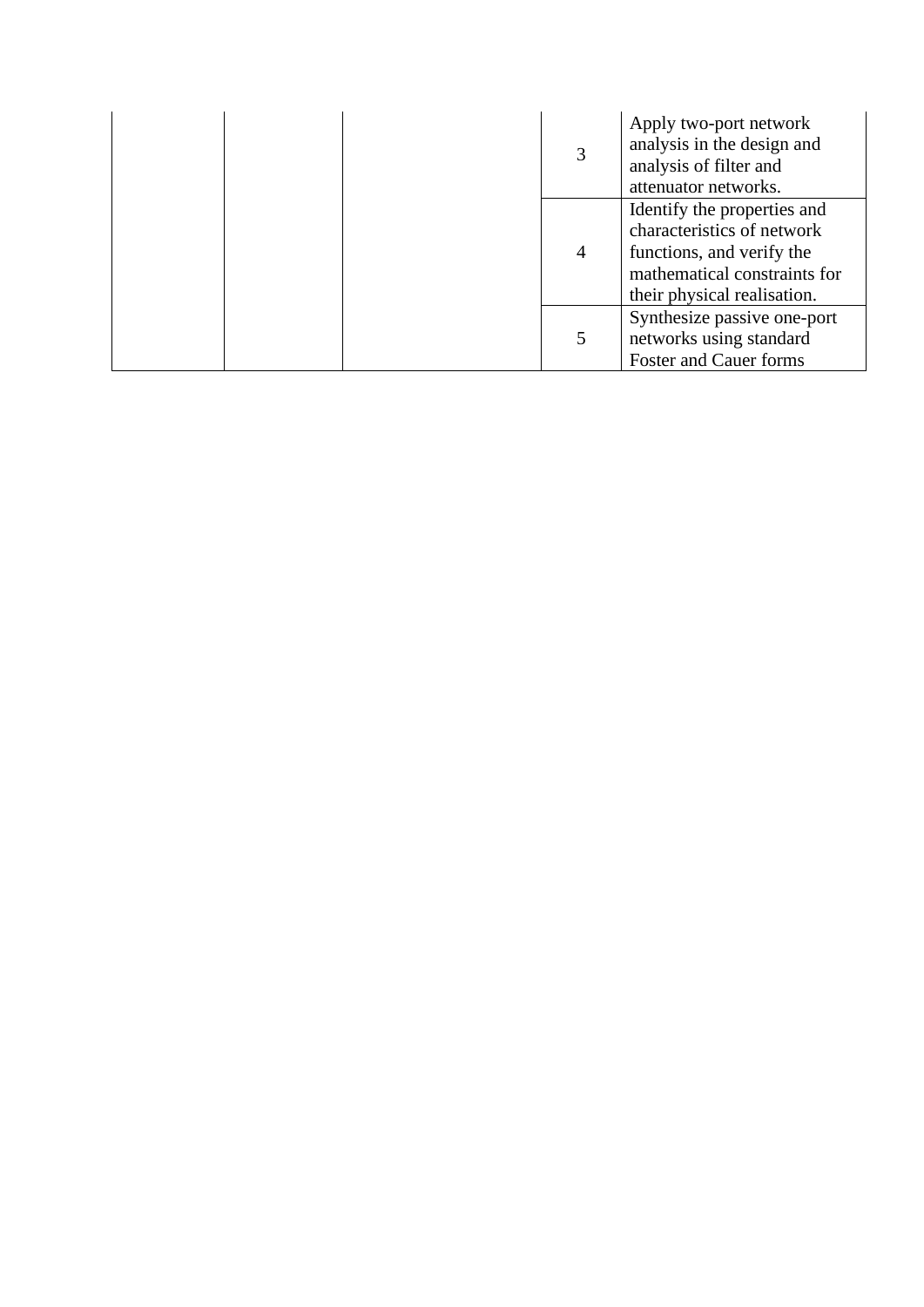| | | | | |
|---|---|---|---|---|
| | | | 3 | Apply two-port network analysis in the design and analysis of filter and attenuator networks. |
| | | | 4 | Identify the properties and characteristics of network functions, and verify the mathematical constraints for their physical realisation. |
| | | | 5 | Synthesize passive one-port networks using standard Foster and Cauer forms |